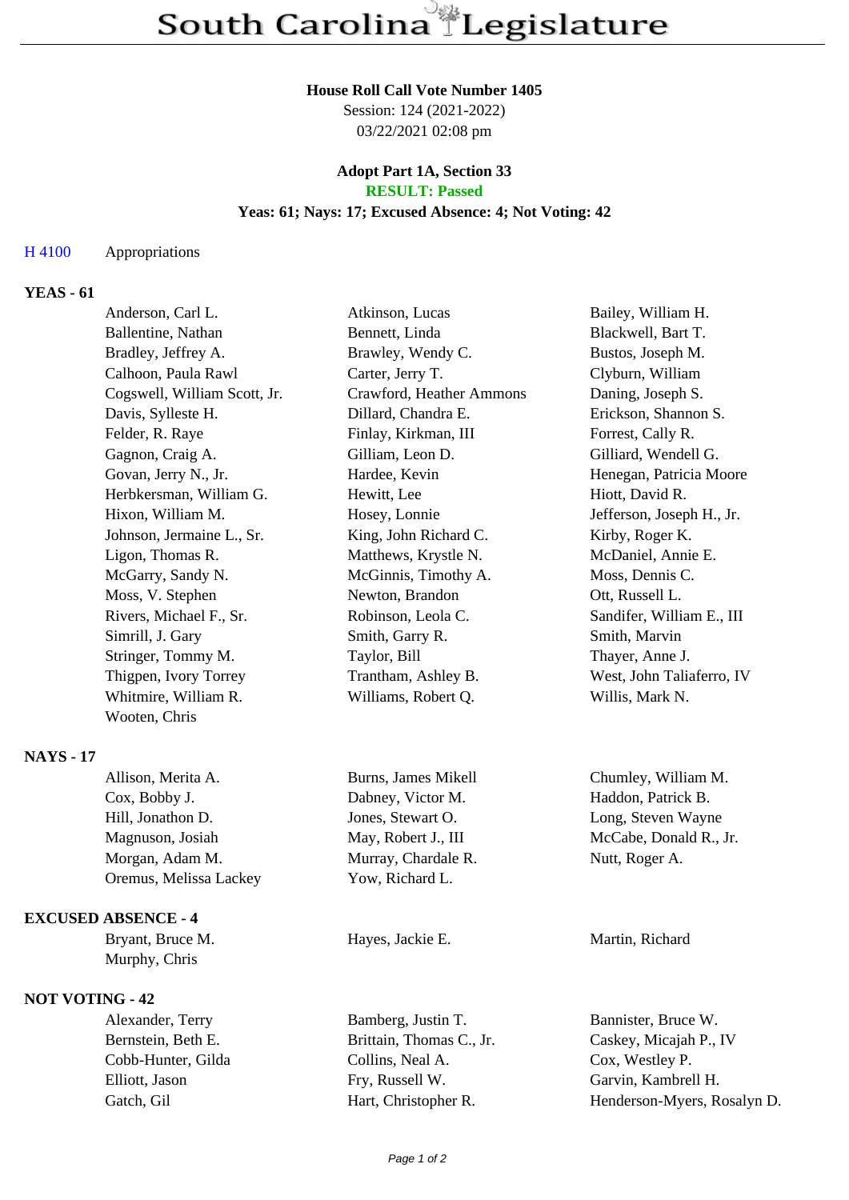# South Carolina Legislature

**House Roll Call Vote Number 1405**
Session: 124 (2021-2022)
03/22/2021 02:08 pm

**Adopt Part 1A, Section 33**
**RESULT: Passed**
**Yeas: 61; Nays: 17; Excused Absence: 4; Not Voting: 42**

H 4100 Appropriations

**YEAS - 61**

| | | |
|---|---|---|
| Anderson, Carl L. | Atkinson, Lucas | Bailey, William H. |
| Ballentine, Nathan | Bennett, Linda | Blackwell, Bart T. |
| Bradley, Jeffrey A. | Brawley, Wendy C. | Bustos, Joseph M. |
| Calhoon, Paula Rawl | Carter, Jerry T. | Clyburn, William |
| Cogswell, William Scott, Jr. | Crawford, Heather Ammons | Daning, Joseph S. |
| Davis, Sylleste H. | Dillard, Chandra E. | Erickson, Shannon S. |
| Felder, R. Raye | Finlay, Kirkman, III | Forrest, Cally R. |
| Gagnon, Craig A. | Gilliam, Leon D. | Gilliard, Wendell G. |
| Govan, Jerry N., Jr. | Hardee, Kevin | Henegan, Patricia Moore |
| Herbkersman, William G. | Hewitt, Lee | Hiott, David R. |
| Hixon, William M. | Hosey, Lonnie | Jefferson, Joseph H., Jr. |
| Johnson, Jermaine L., Sr. | King, John Richard C. | Kirby, Roger K. |
| Ligon, Thomas R. | Matthews, Krystle N. | McDaniel, Annie E. |
| McGarry, Sandy N. | McGinnis, Timothy A. | Moss, Dennis C. |
| Moss, V. Stephen | Newton, Brandon | Ott, Russell L. |
| Rivers, Michael F., Sr. | Robinson, Leola C. | Sandifer, William E., III |
| Simrill, J. Gary | Smith, Garry R. | Smith, Marvin |
| Stringer, Tommy M. | Taylor, Bill | Thayer, Anne J. |
| Thigpen, Ivory Torrey | Trantham, Ashley B. | West, John Taliaferro, IV |
| Whitmire, William R. | Williams, Robert Q. | Willis, Mark N. |
| Wooten, Chris | | |

**NAYS - 17**

| | | |
|---|---|---|
| Allison, Merita A. | Burns, James Mikell | Chumley, William M. |
| Cox, Bobby J. | Dabney, Victor M. | Haddon, Patrick B. |
| Hill, Jonathon D. | Jones, Stewart O. | Long, Steven Wayne |
| Magnuson, Josiah | May, Robert J., III | McCabe, Donald R., Jr. |
| Morgan, Adam M. | Murray, Chardale R. | Nutt, Roger A. |
| Oremus, Melissa Lackey | Yow, Richard L. | |

**EXCUSED ABSENCE - 4**

| | | |
|---|---|---|
| Bryant, Bruce M. | Hayes, Jackie E. | Martin, Richard |
| Murphy, Chris | | |

**NOT VOTING - 42**

| | | |
|---|---|---|
| Alexander, Terry | Bamberg, Justin T. | Bannister, Bruce W. |
| Bernstein, Beth E. | Brittain, Thomas C., Jr. | Caskey, Micajah P., IV |
| Cobb-Hunter, Gilda | Collins, Neal A. | Cox, Westley P. |
| Elliott, Jason | Fry, Russell W. | Garvin, Kambrell H. |
| Gatch, Gil | Hart, Christopher R. | Henderson-Myers, Rosalyn D. |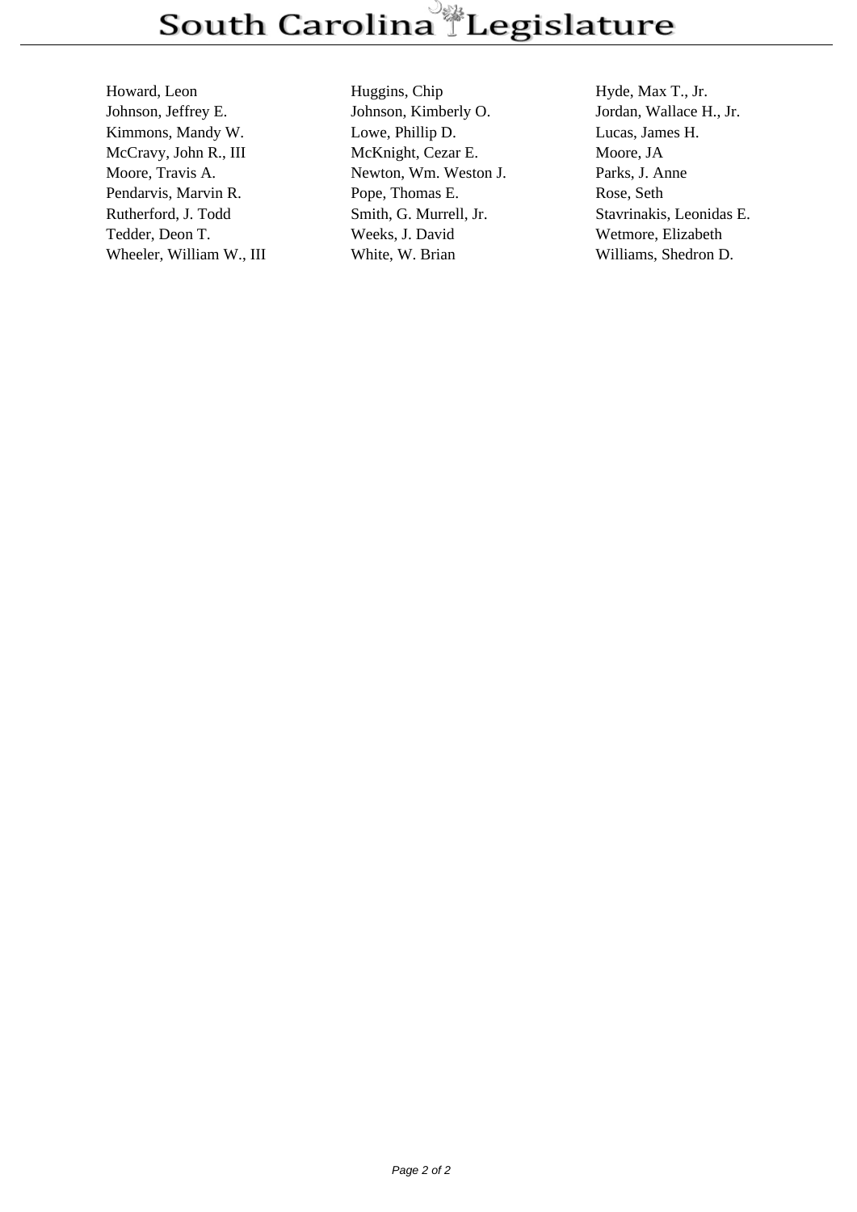Howard, Leon
Huggins, Chip
Hyde, Max T., Jr.
Johnson, Jeffrey E.
Johnson, Kimberly O.
Jordan, Wallace H., Jr.
Kimmons, Mandy W.
Lowe, Phillip D.
Lucas, James H.
McCravy, John R., III
McKnight, Cezar E.
Moore, JA
Moore, Travis A.
Newton, Wm. Weston J.
Parks, J. Anne
Pendarvis, Marvin R.
Pope, Thomas E.
Rose, Seth
Rutherford, J. Todd
Smith, G. Murrell, Jr.
Stavrinakis, Leonidas E.
Tedder, Deon T.
Weeks, J. David
Wetmore, Elizabeth
Wheeler, William W., III
White, W. Brian
Williams, Shedron D.